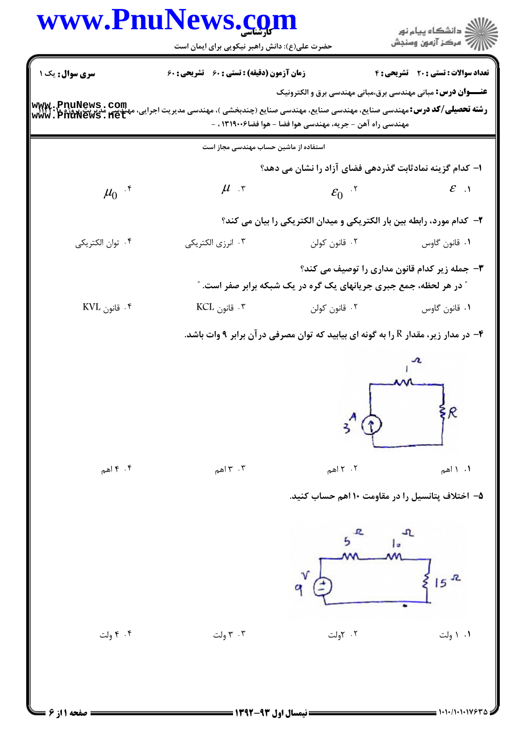**سری سوال:** یک ۱ | **زمان آزمون (دقیقه) : تستی : ۶۰ تشریحی : ۶۰** | **تعداد سوالات : تستی : ۲۰ تشریحی : ۴**

**عنـــوان درس:** مبانی مهندسی برق،مبانی مهندسی برق و الکترونیک

**رشته تحصیلی/کد درس:** مهندسی صنایع، مهندسی صنایع، مهندسی صنایع (چندبخشی )، مهندسی مدیریت اجرایی، مهندسی مدیریت پروژه ۱۳۱۹۰۰۲، مهندسی راه آهن - جریه، مهندسی هوا فضا - هوا فضا۱۳۱۹۰۰۶، -

استفاده از ماشین حساب مهندسی مجاز است

۱- کدام گزینه نمادثابت گذردهی فضای آزاد را نشان می دهد؟

۱. $\varepsilon$

۲. $\varepsilon_0$

۳. $\mu$

۴. $\mu_0$

۲- کدام مورد، رابطه بین بار الکتریکی و میدان الکتریکی را بیان می کند؟

۱. قانون گاوس

۲. قانون کولن

۳. انرژی الکتریکی

۴. توان الکتریکی

۳- جمله زیر کدام قانون مداری را توصیف می کند؟

" در هر لحظه، جمع جبری جریانهای یک گره در یک شبکه برابر صفر است. "

۱. قانون گاوس

۲. قانون کولن

۳. قانون KCL

۴. قانون KVL

۴- در مدار زیر، مقدار R را به گونه ای بیابید که توان مصرفی درآن برابر ۹ وات باشد.

(مدار: منبع جریان 3A، مقاومت 1Ω، مقاومت R)

۱. ۱ اهم

۲. ۲ اهم

۳. ۳ اهم

۴. ۴ اهم

۵- اختلاف پتانسیل را در مقاومت ۱۰ اهم حساب کنید.

(مدار: منبع ولتاژ 9V، مقاومت‌های 5Ω، 10Ω و 15Ω)

۱. ۱ ولت

۲. ۲ولت

۳. ۳ ولت

۴. ۴ ولت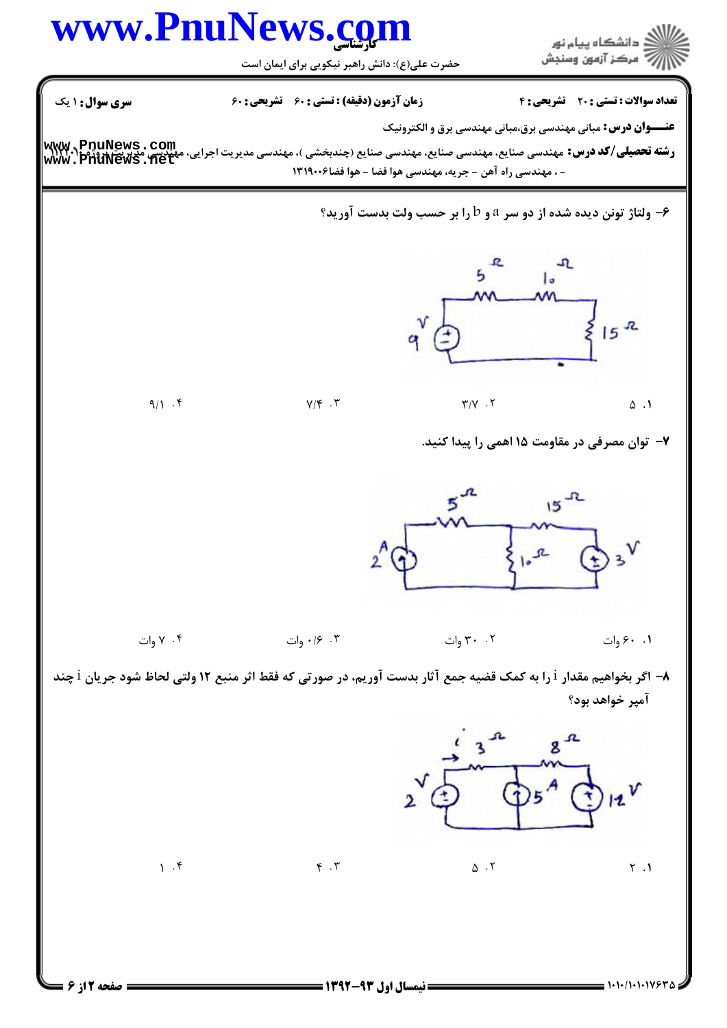**سری سوال:** ۱ یک

**زمان آزمون (دقیقه) : تستی :** ۶۰ **تشریحی :** ۶۰

**تعداد سوالات : تستی :** ۲۰ **تشریحی :** ۴

**عنـــوان درس:** مبانی مهندسی برق،مبانی مهندسی برق و الکترونیک

**رشته تحصیلی/کد درس:** مهندسی صنایع، مهندسی صنایع، مهندسی صنایع (چندبخشی )، مهندسی مدیریت اجرایی، مهندسی مدیریت پروژه ۱۱۱۹۰۱۰ - ، مهندسی راه آهن - جریه، مهندسی هوا فضا - هوا فضا۱۳۱۹۰۰۶

۶- ولتاژ تونن دیده شده از دو سر a و b را بر حسب ولت بدست آورید؟

۱. ۵ ۲. ۳/۷ ۳. ۷/۴ ۴. ۹/۱

۷- توان مصرفی در مقاومت ۱۵ اهمی را پیدا کنید.

۱. ۶۰ وات ۲. ۳۰ وات ۳. ۰/۶ وات ۴. ۷ وات

۸- اگر بخواهیم مقدار i را به کمک قضیه جمع آثار بدست آوریم، در صورتی که فقط اثر منبع ۱۲ ولتی لحاظ شود جریان i چند آمپر خواهد بود؟

۱. ۲ ۲. ۵ ۳. ۴ ۴. ۱

**نیمسال اول ۹۳-۱۳۹۲**

۱۰۱۰/۱۰۱۰۱۷۶۳۵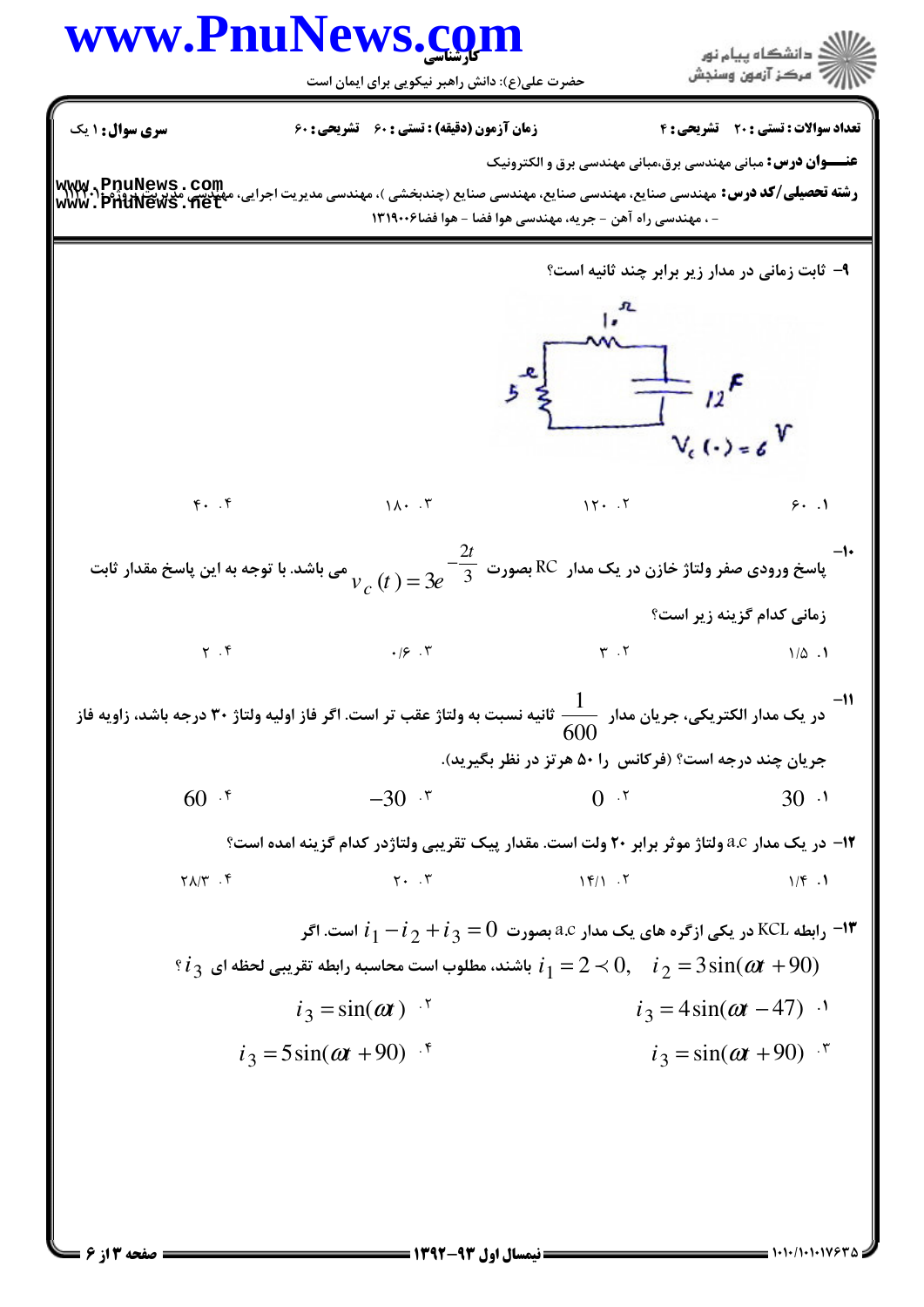**سری سوال:** ۱ یک

**زمان آزمون (دقیقه) : تستی :** ۶۰ **تشریحی :** ۶۰

**تعداد سوالات : تستی :** ۲۰ **تشریحی :** ۴

**عنـــوان درس:** مبانی مهندسی برق،مبانی مهندسی برق و الکترونیک

**رشته تحصیلی/کد درس:** مهندسی صنایع، مهندسی صنایع، مهندسی صنایع (چندبخشی )، مهندسی مدیریت اجرایی، مهندسی مدیریت پروژه ۱۱۱۹۰۰۱ - ، مهندسی راه آهن - جریه، مهندسی هوا فضا - هوا فضا۱۳۱۹۰۰۶

۹- ثابت زمانی در مدار زیر برابر چند ثانیه است؟

(مدار: مقاومت $10\Omega$، مقاومت $5\Omega$، خازن $12F$، $V_c(0)=6V$)

۱. ۶۰ ۲. ۱۲۰ ۳. ۱۸۰ ۴. ۴۰

۱۰- پاسخ ورودی صفر ولتاژ خازن در یک مدار RC بصورت $v_c(t)=3e^{-\frac{2t}{3}}$ می باشد. با توجه به این پاسخ مقدار ثابت زمانی کدام گزینه زیر است؟

۱. ۱/۵ ۲. ۳ ۳. ۰/۶ ۴. ۲

۱۱- در یک مدار الکتریکی، جریان مدار $\frac{1}{600}$ ثانیه نسبت به ولتاژ عقب تر است. اگر فاز اولیه ولتاژ ۳۰ درجه باشد، زاویه فاز جریان چند درجه است؟ (فرکانس را ۵۰ هرتز در نظر بگیرید).

۱. $30$ ۲. $0$ ۳. $-30$ ۴. $60$

۱۲- در یک مدار a.c ولتاژ موثر برابر ۲۰ ولت است. مقدار پیک تقریبی ولتاژدر کدام گزینه امده است؟

۱. ۱/۴ ۲. ۱۴/۱ ۳. ۲۰ ۴. ۲۸/۳

۱۳- رابطه KCL در یکی ازگره های یک مدار a.c بصورت $i_1-i_2+i_3=0$ است. اگر $i_1=2\prec 0,\quad i_2=3\sin(\omega t+90)$ باشند، مطلوب است محاسبه رابطه تقریبی لحظه ای $i_3$؟

۱. $i_3=4\sin(\omega t-47)$

۲. $i_3=\sin(\omega t)$

۳. $i_3=\sin(\omega t+90)$

۴. $i_3=5\sin(\omega t+90)$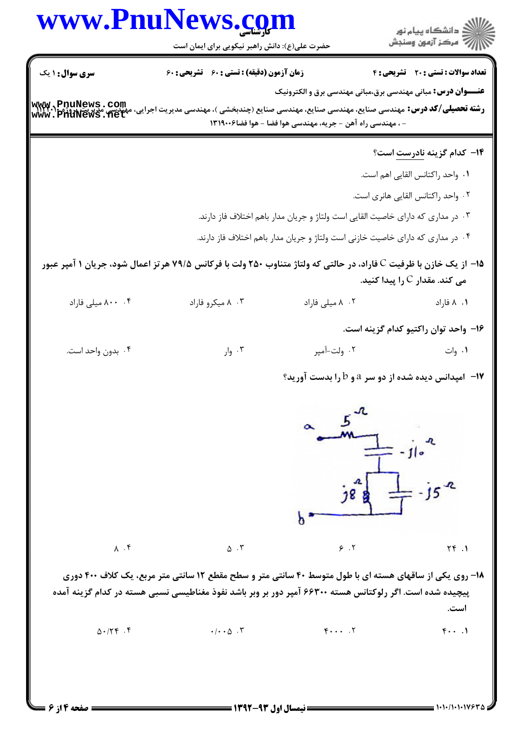**عنوان درس:** مبانی مهندسی برق،مبانی مهندسی برق و الکترونیک

**رشته تحصیلی/کد درس:** مهندسی صنایع، مهندسی صنایع، مهندسی صنایع (چندبخشی )، مهندسی مدیریت اجرایی، مهندسی مدیریت پروژه ۱۱۱۹۰۰۱ - ، مهندسی راه آهن - جریه، مهندسی هوا فضا - هوا فضا۱۳۱۹۰۰۶

**سری سوال:** ۱ یک | **زمان آزمون (دقیقه) : تستی :** ۶۰ **تشریحی :** ۶۰ | **تعداد سوالات : تستی :** ۲۰ **تشریحی :** ۴

**۱۴- کدام گزینه نادرست است؟**

۱. واحد راکتانس القایی اهم است.

۲. واحد راکتانس القایی هانری است.

۳. در مداری که دارای خاصیت القایی است ولتاژ و جریان مدار باهم اختلاف فاز دارند.

۴. در مداری که دارای خاصیت خازنی است ولتاژ و جریان مدار باهم اختلاف فاز دارند.

**۱۵- از یک خازن با ظرفیت C فاراد، در حالتی که ولتاژ متناوب ۲۵۰ ولت با فرکانس ۷۹/۵ هرتز اعمال شود، جریان ۱ آمپر عبور می کند. مقدار C را پیدا کنید.**

۱. ۸ فاراد

۲. ۸ میلی فاراد

۳. ۸ میکرو فاراد

۴. ۸۰۰ میلی فاراد

**۱۶- واحد توان راکتیو کدام گزینه است.**

۱. وات

۲. ولت-آمپر

۳. وار

۴. بدون واحد است.

**۱۷- امپدانس دیده شده از دو سر a و b را بدست آورید؟**

(مدار: از a مقاومت $5\Omega$ سری با خازن $-j10\Omega$، سپس سلف $j8\Omega$ موازی با خازن $-j5\Omega$ تا b)

۱. ۲۴

۲. ۶

۳. ۵

۴. ۸

**۱۸- روی یکی از ساقهای هسته ای با طول متوسط ۴۰ سانتی متر و سطح مقطع ۱۲ سانتی متر مربع، یک کلاف ۴۰۰ دوری پیچیده شده است. اگر رلوکتانس هسته ۶۶۳۰۰ آمپر دور بر وبر باشد نفوذ مغناطیسی نسبی هسته در کدام گزینه آمده است.**

۱. ۴۰۰

۲. ۴۰۰۰

۳. ۰/۰۰۵

۴. ۵۰/۲۴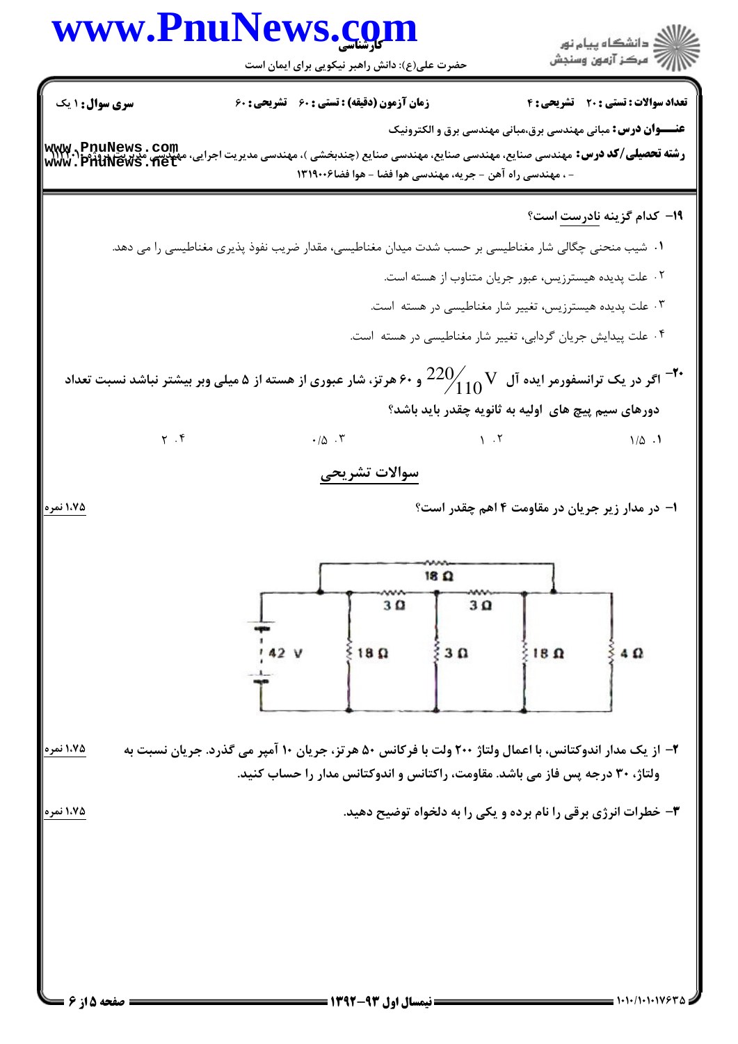**تعداد سوالات : تستی : ۲۰ تشریحی : ۴** | **زمان آزمون (دقیقه) : تستی : ۶۰ تشریحی : ۶۰** | **سری سوال : ۱ یک**

**عنـــوان درس:** مبانی مهندسی برق،مبانی مهندسی برق و الکترونیک

**رشته تحصیلی/کد درس:** مهندسی صنایع، مهندسی صنایع، مهندسی صنایع (چندبخشی )، مهندسی مدیریت اجرایی، مهندسی مدیریت پروژه ۱۱۱۲۰۱۰ - ، مهندسی راه آهن - جریه، مهندسی هوا فضا - هوا فضا۱۳۱۹۰۰۶

**۱۹- کدام گزینه نادرست است؟**

۱. شیب منحنی چگالی شار مغناطیسی بر حسب شدت میدان مغناطیسی، مقدار ضریب نفوذ پذیری مغناطیسی را می دهد.

۲. علت پدیده هیسترزیس، عبور جریان متناوب از هسته است.

۳. علت پدیده هیسترزیس، تغییر شار مغناطیسی در هسته است.

۴. علت پیدایش جریان گردابی، تغییر شار مغناطیسی در هسته است.

**۲۰- اگر در یک ترانسفورمر ایده آل $\frac{220}{110}\,V$ و ۶۰ هرتز، شار عبوری از هسته از ۵ میلی وبر بیشتر نباشد نسبت تعداد دورهای سیم پیچ های اولیه به ثانویه چقدر باید باشد؟**

۱. ۱/۵ ۲. ۱ ۳. ۰/۵ ۴. ۲

## سوالات تشریحی

**۱- در مدار زیر جریان در مقاومت ۴ اهم چقدر است؟** (۱.۷۵ نمره)

42 V, 18 Ω, 3 Ω, 3 Ω, 18 Ω, 3 Ω, 18 Ω, 4 Ω

**۲- از یک مدار اندوکتانس، با اعمال ولتاژ ۲۰۰ ولت با فرکانس ۵۰ هرتز، جریان ۱۰ آمپر می گذرد. جریان نسبت به ولتاژ، ۳۰ درجه پس فاز می باشد. مقاومت، راکتانس و اندوکتانس مدار را حساب کنید.** (۱.۷۵ نمره)

**۳- خطرات انرژی برقی را نام برده و یکی را به دلخواه توضیح دهید.** (۱.۷۵ نمره)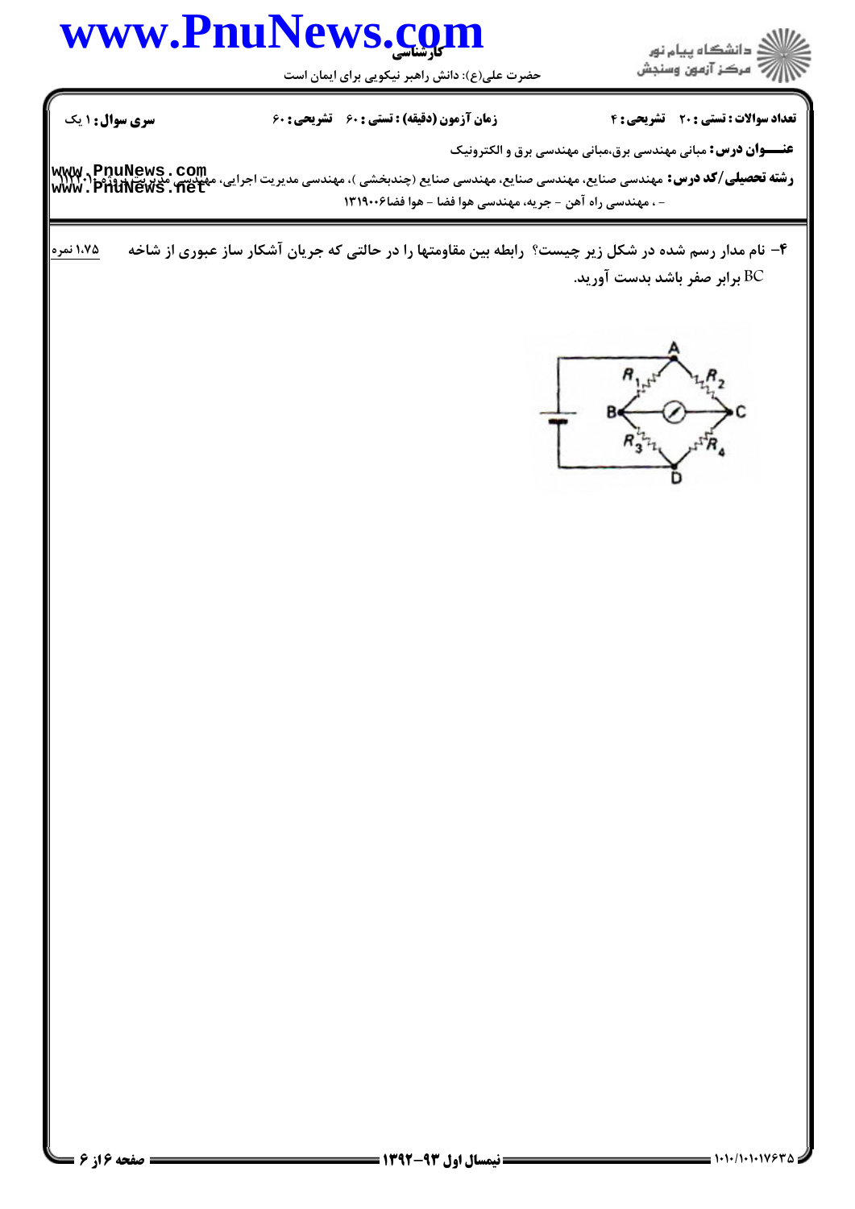**تعداد سوالات : تستی : ۲۰ تشریحی : ۴** | **زمان آزمون (دقیقه) : تستی : ۶۰ تشریحی : ۶۰** | **سری سوال : ۱ یک**

**عنـــوان درس:** مبانی مهندسی برق،مبانی مهندسی برق و الکترونیک

**رشته تحصیلی/کد درس:** مهندسی صنایع، مهندسی صنایع، مهندسی صنایع (چندبخشی )، مهندسی مدیریت اجرایی، مهندسی مدیریت پروژه ۱۱۱۹۰۰۱ - ، مهندسی راه آهن - جریه، مهندسی هوا فضا - هوا فضا۱۳۱۹۰۰۶

۴- نام مدار رسم شده در شکل زیر چیست؟ رابطه بین مقاومتها را در حالتی که جریان آشکار ساز عبوری از شاخه BC برابر صفر باشد بدست آورید. ۱،۷۵ نمره

A

$R_1$ $R_2$

B C

$R_3$ $R_4$

D